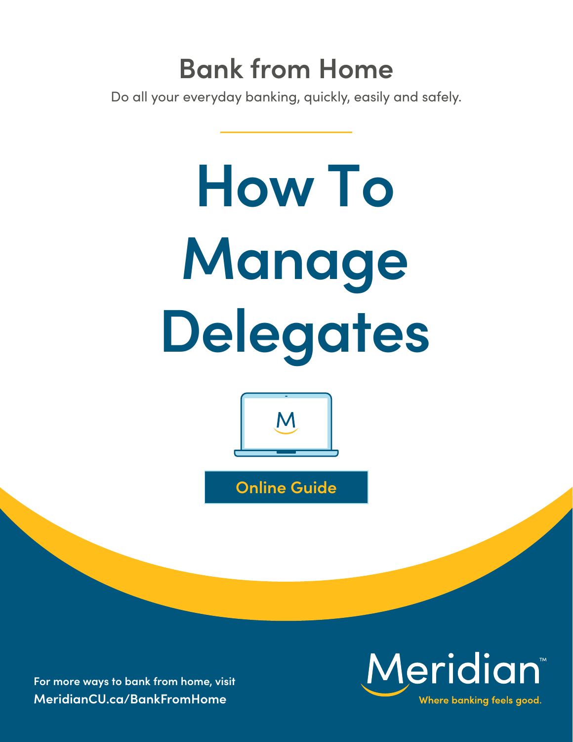## Bank from Home

Do all your everyday banking, quickly, easily and safely.

# How To Manage Delegates

Online Guide

For more ways to bank from home, visit
**MeridianCU.ca/BankFromHome**

Meridian™
Where banking feels good.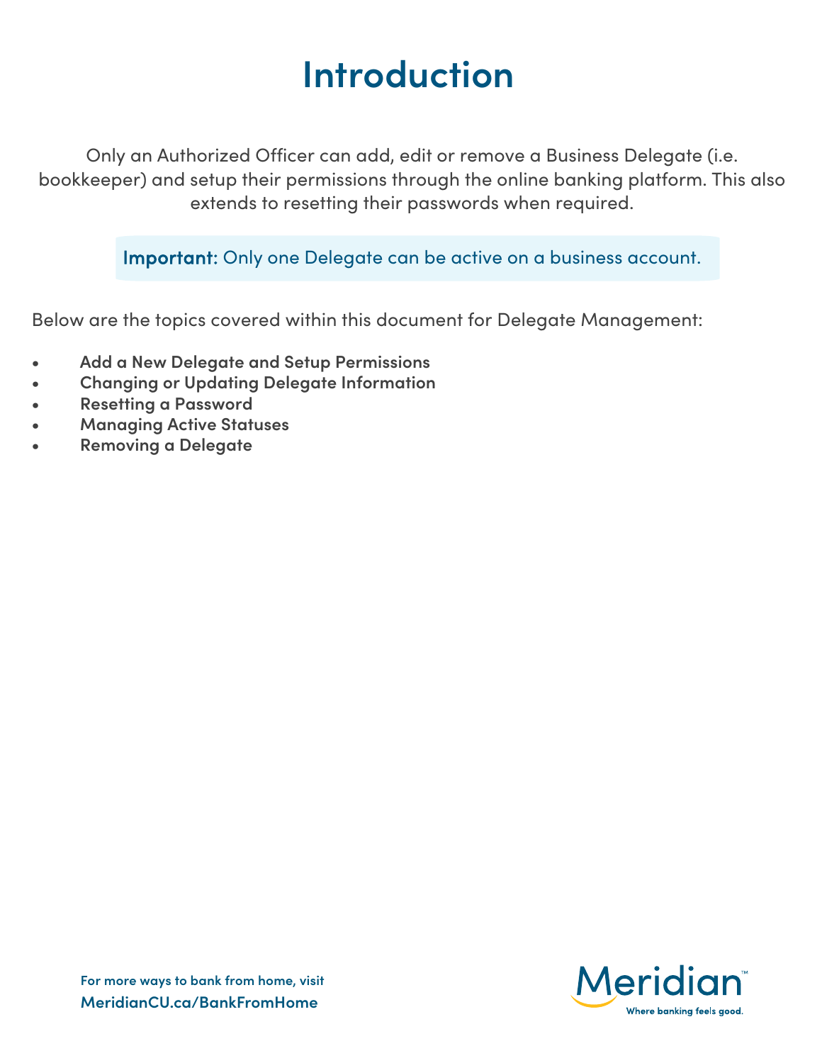# Introduction

Only an Authorized Officer can add, edit or remove a Business Delegate (i.e. bookkeeper) and setup their permissions through the online banking platform. This also extends to resetting their passwords when required.

**Important:** Only one Delegate can be active on a business account.

Below are the topics covered within this document for Delegate Management:

- **Add a New Delegate and Setup Permissions**
- **Changing or Updating Delegate Information**
- **Resetting a Password**
- **Managing Active Statuses**
- **Removing a Delegate**

For more ways to bank from home, visit
**MeridianCU.ca/BankFromHome**

Meridian™
Where banking feels good.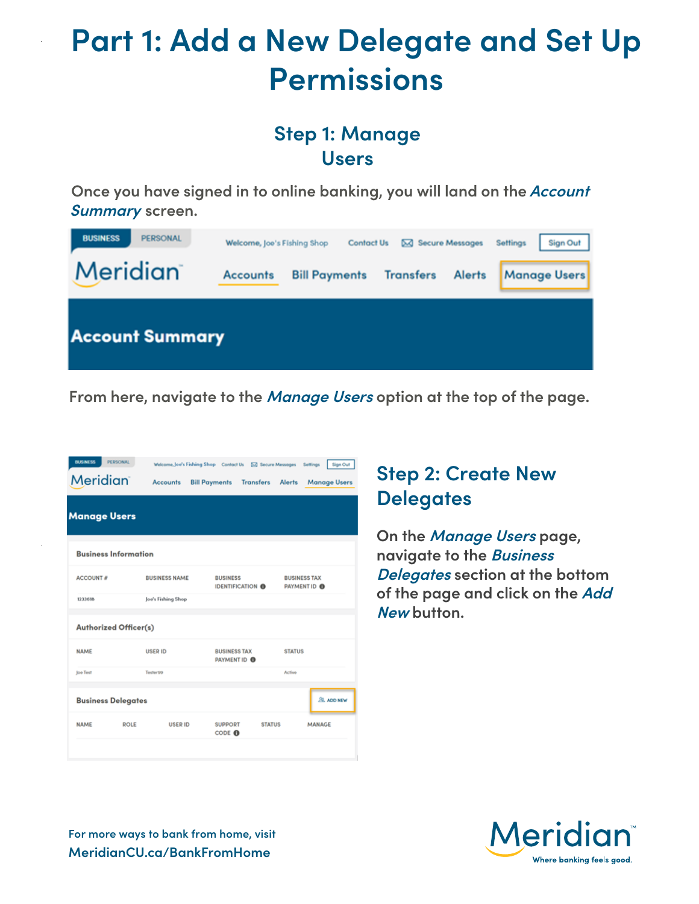# Part 1: Add a New Delegate and Set Up Permissions

## Step 1: Manage Users

Once you have signed in to online banking, you will land on the *Account Summary* screen.

From here, navigate to the *Manage Users* option at the top of the page.

## Step 2: Create New Delegates

On the *Manage Users* page, navigate to the *Business Delegates* section at the bottom of the page and click on the *Add New* button.

For more ways to bank from home, visit
MeridianCU.ca/BankFromHome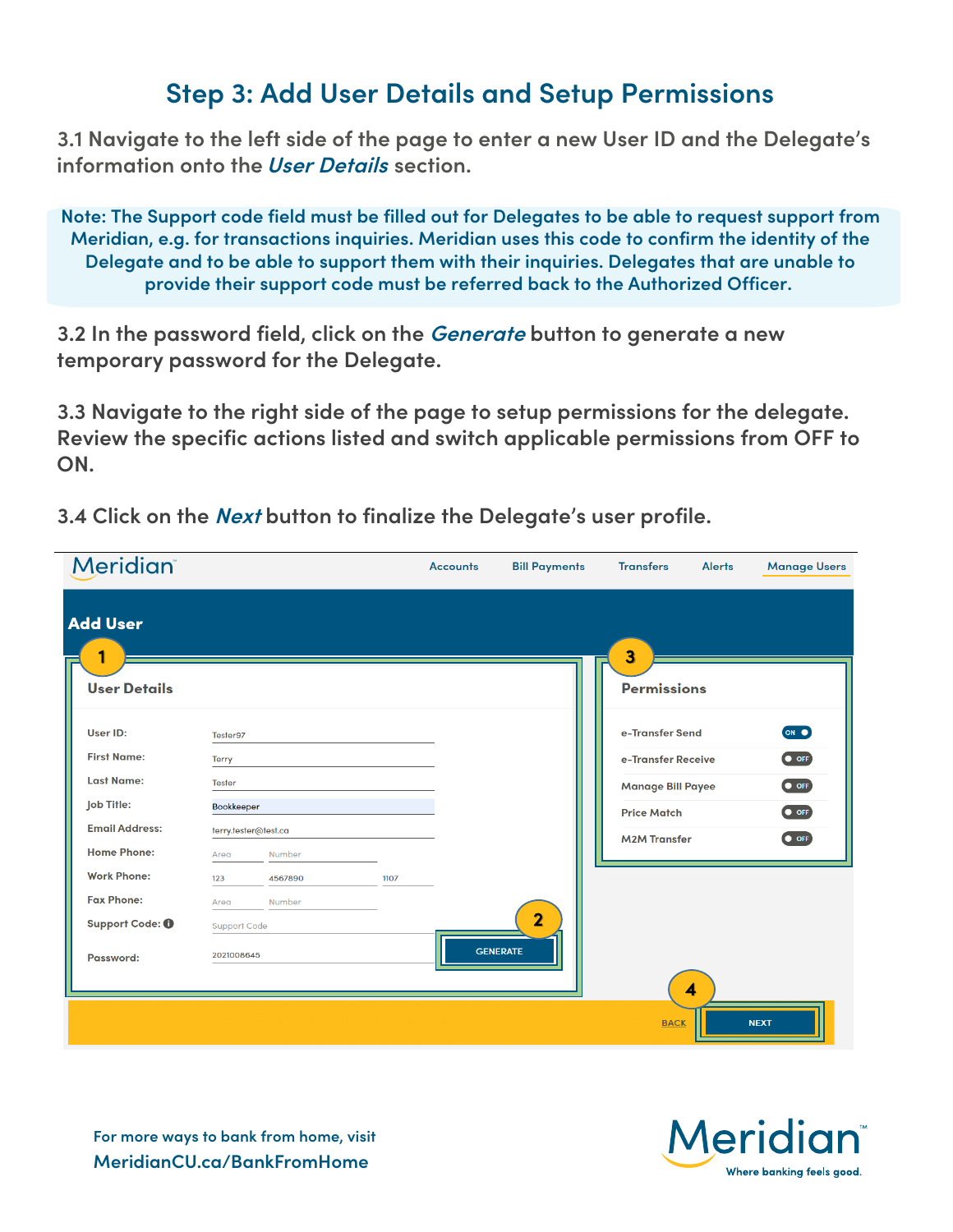## Step 3: Add User Details and Setup Permissions

3.1 Navigate to the left side of the page to enter a new User ID and the Delegate's information onto the *User Details* section.

> Note: The Support code field must be filled out for Delegates to be able to request support from Meridian, e.g. for transactions inquiries. Meridian uses this code to confirm the identity of the Delegate and to be able to support them with their inquiries. Delegates that are unable to provide their support code must be referred back to the Authorized Officer.

3.2 In the password field, click on the *Generate* button to generate a new temporary password for the Delegate.

3.3 Navigate to the right side of the page to setup permissions for the delegate. Review the specific actions listed and switch applicable permissions from OFF to ON.

3.4 Click on the *Next* button to finalize the Delegate's user profile.

Meridian — Accounts | Bill Payments | Transfers | Alerts | Manage Users

**Add User**

**1 — User Details**

| Field | Value |
|---|---|
| User ID: | Tester97 |
| First Name: | Terry |
| Last Name: | Tester |
| Job Title: | Bookkeeper |
| Email Address: | terry.tester@test.ca |
| Home Phone: | Area / Number |
| Work Phone: | 123 / 4567890 / 1107 |
| Fax Phone: | Area / Number |
| Support Code: | Support Code |
| Password: | 2021008645 |

**2** — GENERATE

**3 — Permissions**

| Permission | Status |
|---|---|
| e-Transfer Send | ON |
| e-Transfer Receive | OFF |
| Manage Bill Payee | OFF |
| Price Match | OFF |
| M2M Transfer | OFF |

**4** — BACK | NEXT

For more ways to bank from home, visit
MeridianCU.ca/BankFromHome

Meridian™ Where banking feels good.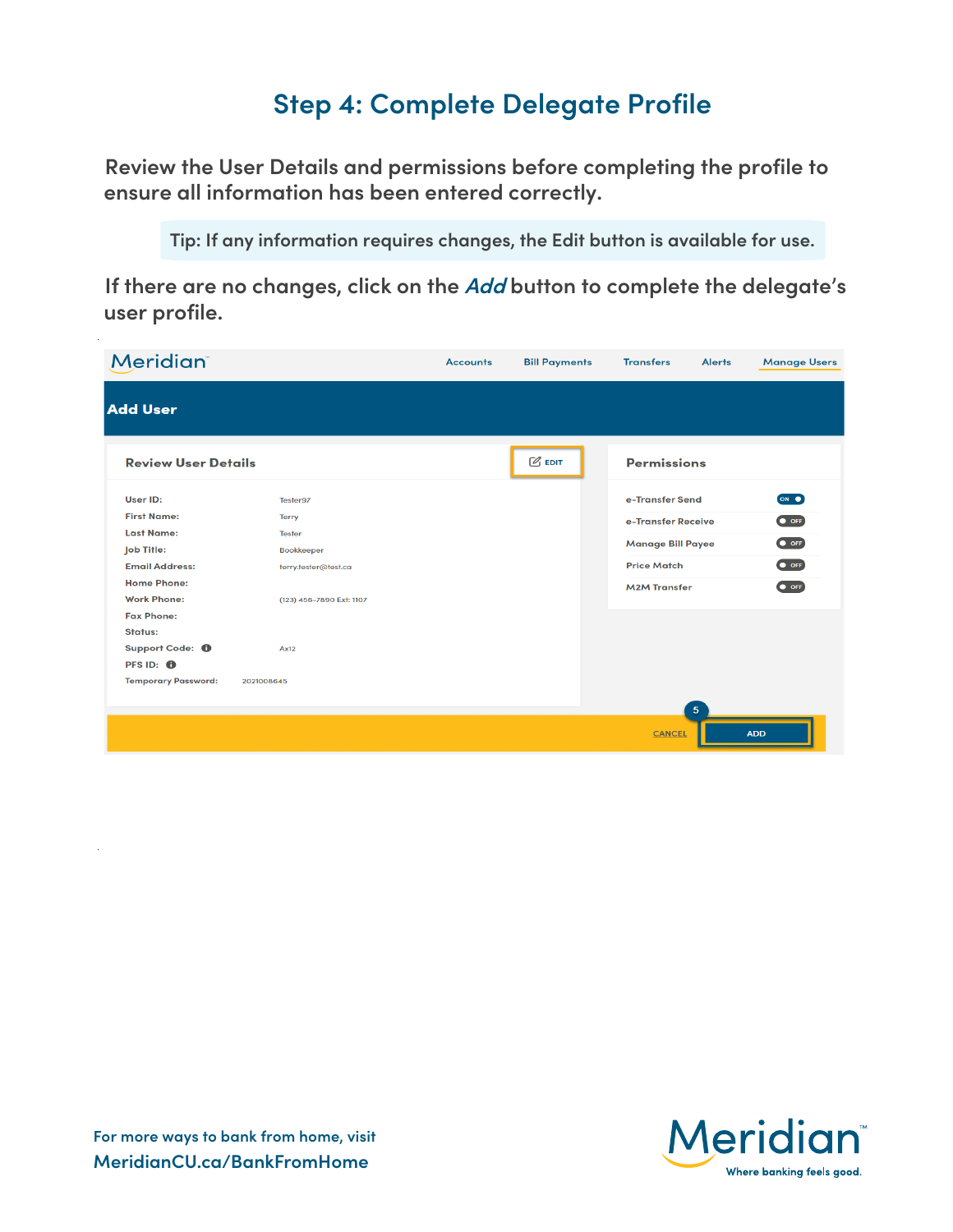# Step 4: Complete Delegate Profile

Review the User Details and permissions before completing the profile to ensure all information has been entered correctly.

> Tip: If any information requires changes, the Edit button is available for use.

If there are no changes, click on the *Add* button to complete the delegate's user profile.

Meridian — Accounts | Bill Payments | Transfers | Alerts | Manage Users

**Add User**

**Review User Details** — EDIT

| Field | Value |
| --- | --- |
| User ID: | Tester97 |
| First Name: | Terry |
| Last Name: | Tester |
| Job Title: | Bookkeeper |
| Email Address: | terry.tester@test.ca |
| Home Phone: | |
| Work Phone: | (123) 456-7890 Ext: 1107 |
| Fax Phone: | |
| Status: | |
| Support Code: | Ax12 |
| PFS ID: | |
| Temporary Password: | 2021008645 |

**Permissions**

| Permission | Setting |
| --- | --- |
| e-Transfer Send | ON |
| e-Transfer Receive | OFF |
| Manage Bill Payee | OFF |
| Price Match | OFF |
| M2M Transfer | OFF |

5 — CANCEL | ADD

For more ways to bank from home, visit MeridianCU.ca/BankFromHome

Meridian™ Where banking feels good.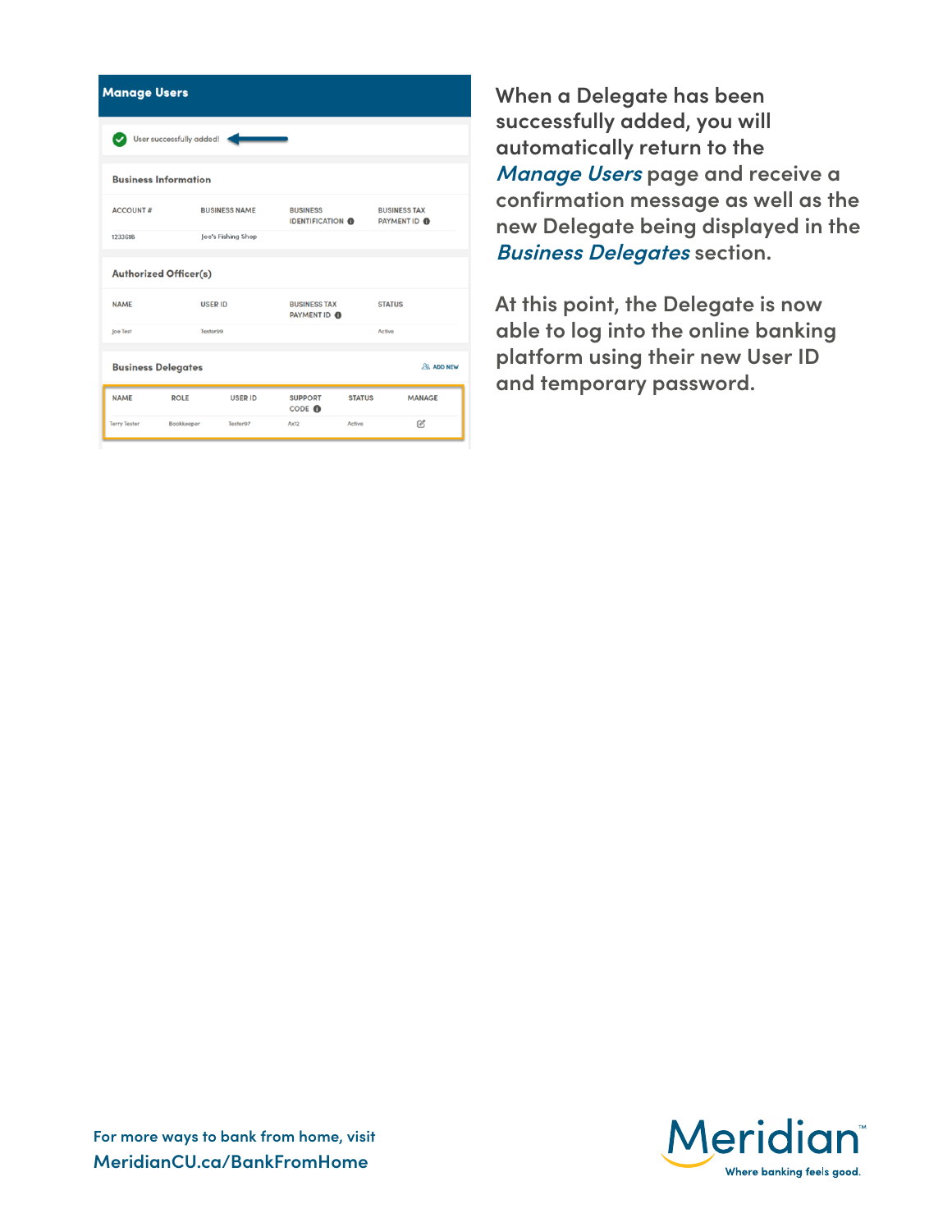## Manage Users

User successfully added!

### Business Information

| ACCOUNT # | BUSINESS NAME | BUSINESS IDENTIFICATION | BUSINESS TAX PAYMENT ID |
|---|---|---|---|
| 1233618 | Joe's Fishing Shop | | |

### Authorized Officer(s)

| NAME | USER ID | BUSINESS TAX PAYMENT ID | STATUS |
|---|---|---|---|
| Joe Test | Tester99 | | Active |

### Business Delegates

ADD NEW

| NAME | ROLE | USER ID | SUPPORT CODE | STATUS | MANAGE |
|---|---|---|---|---|---|
| Terry Tester | Bookkeeper | Tester97 | Ax12 | Active | |

When a Delegate has been successfully added, you will automatically return to the *Manage Users* page and receive a confirmation message as well as the new Delegate being displayed in the *Business Delegates* section.

At this point, the Delegate is now able to log into the online banking platform using their new User ID and temporary password.

For more ways to bank from home, visit **MeridianCU.ca/BankFromHome**

Meridian™ Where banking feels good.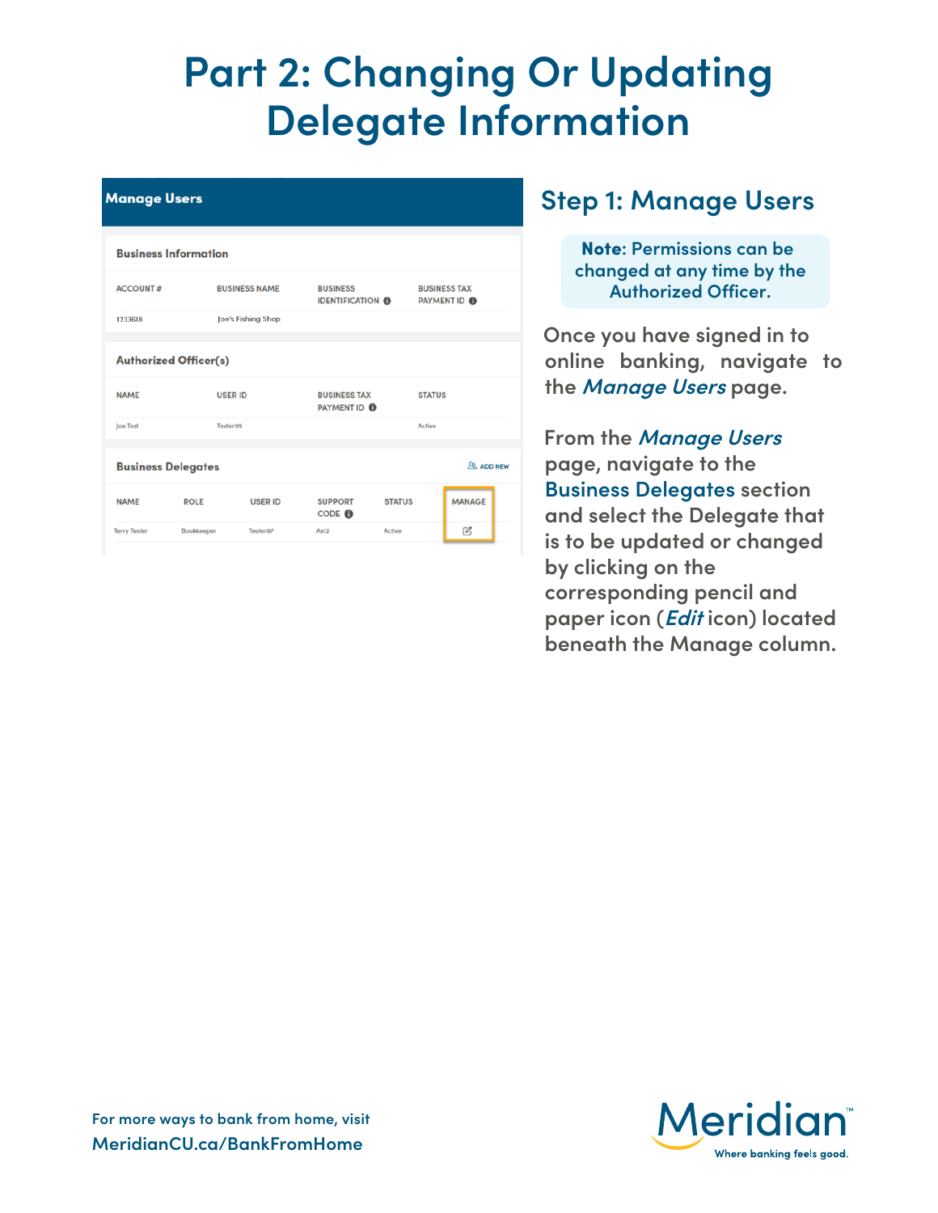# Part 2: Changing Or Updating Delegate Information

**Manage Users**

**Business Information**

| ACCOUNT # | BUSINESS NAME | BUSINESS IDENTIFICATION | BUSINESS TAX PAYMENT ID |
|---|---|---|---|
| 1233618 | Joe's Fishing Shop | | |

**Authorized Officer(s)**

| NAME | USER ID | BUSINESS TAX PAYMENT ID | STATUS |
|---|---|---|---|
| Joe Test | Tester99 | | Active |

**Business Delegates** ADD NEW

| NAME | ROLE | USER ID | SUPPORT CODE | STATUS | MANAGE |
|---|---|---|---|---|---|
| Terry Tester | Bookkeeper | Tester97 | Ax12 | Active | |

## Step 1: Manage Users

**Note:** Permissions can be changed at any time by the Authorized Officer.

Once you have signed in to online banking, navigate to the *Manage Users* page.

From the *Manage Users* page, navigate to the Business Delegates section and select the Delegate that is to be updated or changed by clicking on the corresponding pencil and paper icon (*Edit* icon) located beneath the Manage column.

For more ways to bank from home, visit MeridianCU.ca/BankFromHome

Meridian™ Where banking feels good.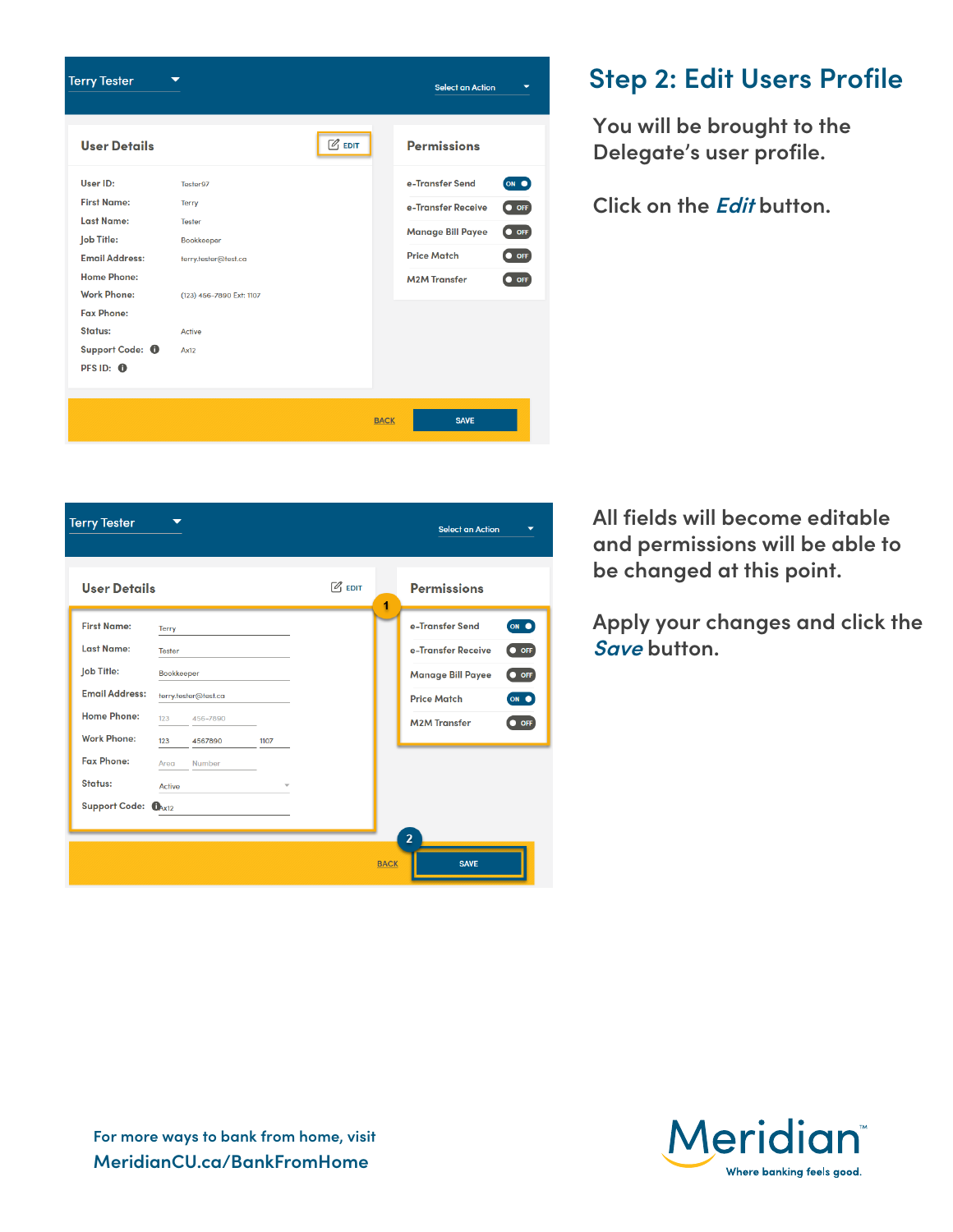## Step 2: Edit Users Profile

You will be brought to the Delegate's user profile.

Click on the *Edit* button.

All fields will become editable and permissions will be able to be changed at this point.

Apply your changes and click the *Save* button.

For more ways to bank from home, visit MeridianCU.ca/BankFromHome

Meridian™ Where banking feels good.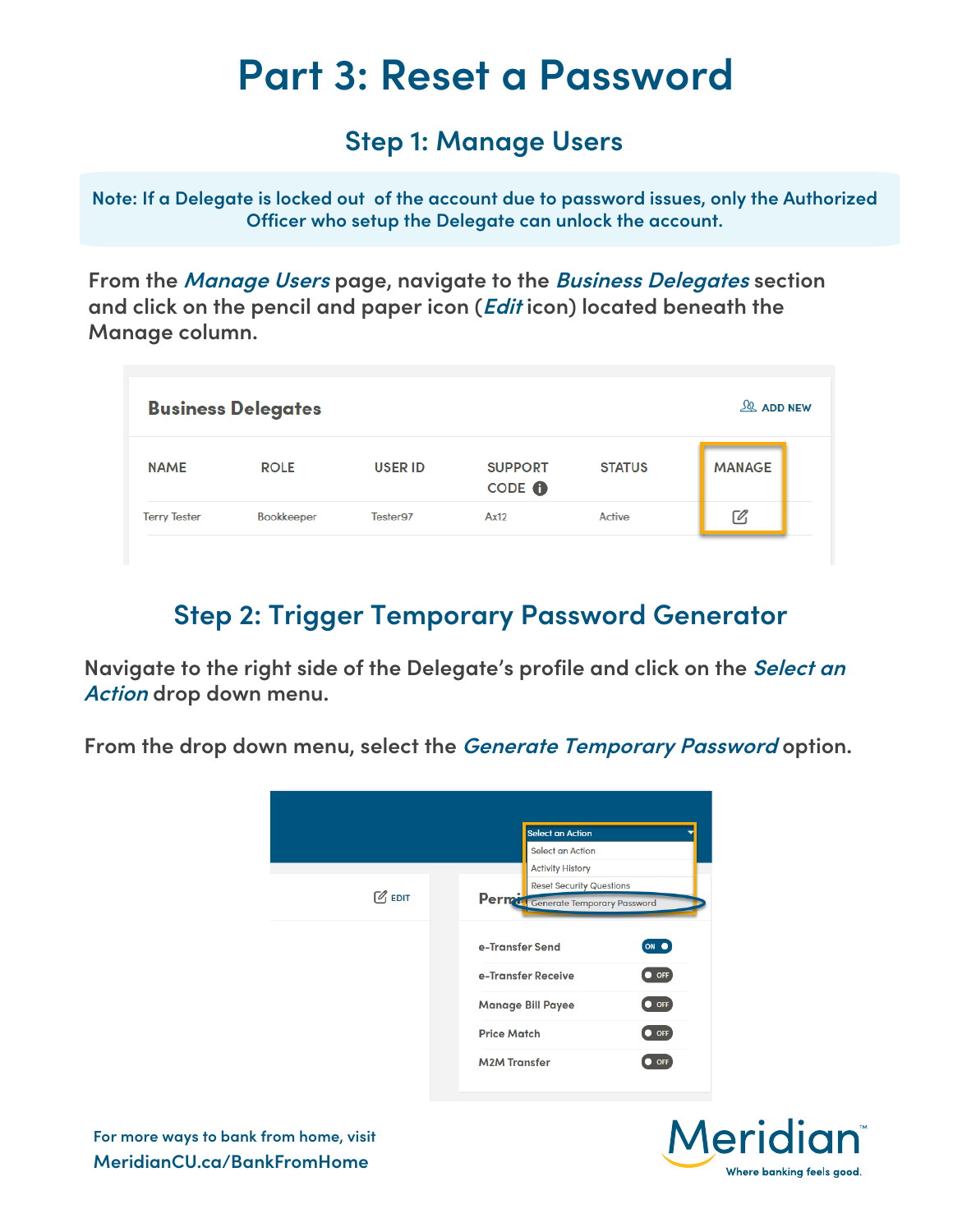# Part 3: Reset a Password

## Step 1: Manage Users

Note: If a Delegate is locked out of the account due to password issues, only the Authorized Officer who setup the Delegate can unlock the account.

From the *Manage Users* page, navigate to the *Business Delegates* section and click on the pencil and paper icon (*Edit* icon) located beneath the Manage column.

**Business Delegates** ADD NEW

| NAME | ROLE | USER ID | SUPPORT CODE | STATUS | MANAGE |
|---|---|---|---|---|---|
| Terry Tester | Bookkeeper | Tester97 | Ax12 | Active | |

## Step 2: Trigger Temporary Password Generator

Navigate to the right side of the Delegate's profile and click on the *Select an Action* drop down menu.

From the drop down menu, select the *Generate Temporary Password* option.

Select an Action
- Select an Action
- Activity History
- Reset Security Questions
- Generate Temporary Password

EDIT

Permissions

| | |
|---|---|
| e-Transfer Send | ON |
| e-Transfer Receive | OFF |
| Manage Bill Payee | OFF |
| Price Match | OFF |
| M2M Transfer | OFF |

For more ways to bank from home, visit
MeridianCU.ca/BankFromHome

Meridian™ Where banking feels good.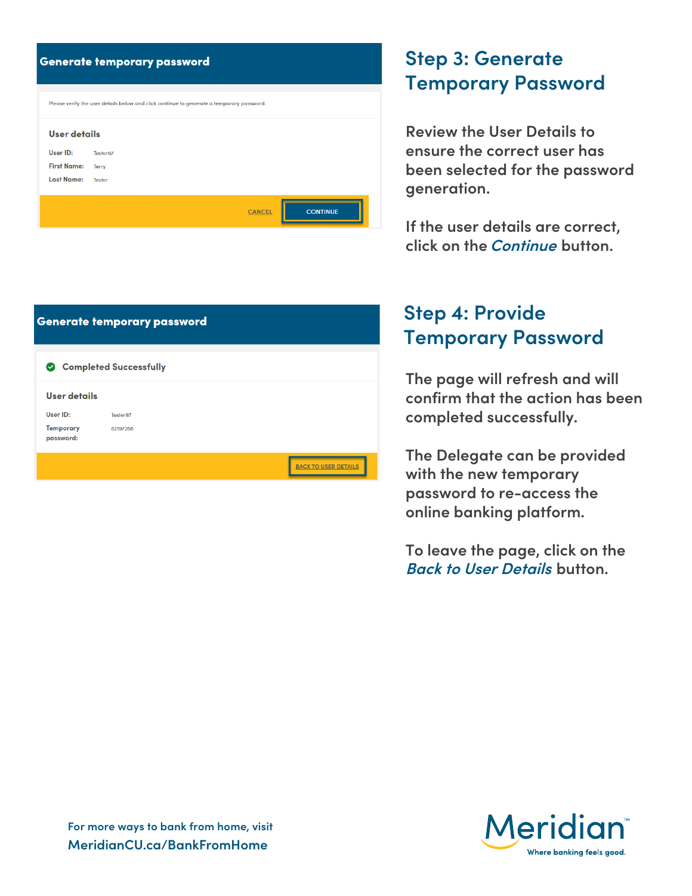## Generate temporary password

Please verify the user details below and click continue to generate a temporary password.

**User details**

**User ID:** Tester97

**First Name:** Terry

**Last Name:** Tester

CANCEL | CONTINUE

## Step 3: Generate Temporary Password

Review the User Details to ensure the correct user has been selected for the password generation.

If the user details are correct, click on the *Continue* button.

## Generate temporary password

Completed Successfully

**User details**

**User ID:** Tester97

**Temporary password:** 82197256

BACK TO USER DETAILS

## Step 4: Provide Temporary Password

The page will refresh and will confirm that the action has been completed successfully.

The Delegate can be provided with the new temporary password to re-access the online banking platform.

To leave the page, click on the *Back to User Details* button.

For more ways to bank from home, visit
MeridianCU.ca/BankFromHome

Meridian™
Where banking feels good.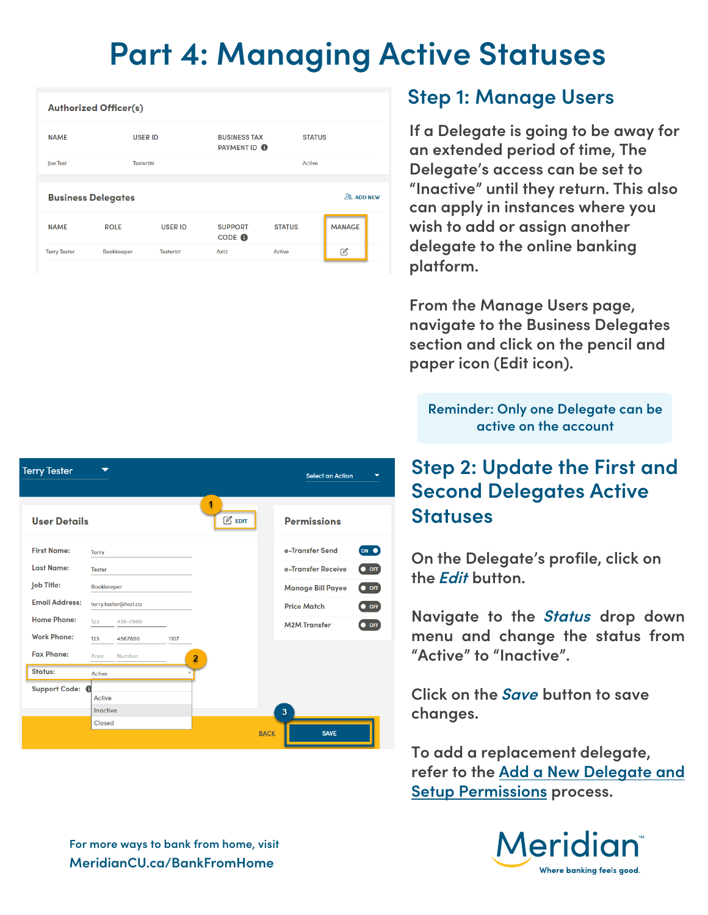# Part 4: Managing Active Statuses

| Authorized Officer(s) | | | |
|---|---|---|---|
| NAME | USER ID | BUSINESS TAX PAYMENT ID | STATUS |
| Joe Test | Tester99 | | Active |

Business Delegates — ADD NEW

| NAME | ROLE | USER ID | SUPPORT CODE | STATUS | MANAGE |
|---|---|---|---|---|---|
| Terry Tester | Bookkeeper | Tester97 | Ax12 | Active | |

## Step 1: Manage Users

If a Delegate is going to be away for an extended period of time, The Delegate's access can be set to "Inactive" until they return. This also can apply in instances where you wish to add or assign another delegate to the online banking platform.

From the Manage Users page, navigate to the Business Delegates section and click on the pencil and paper icon (Edit icon).

Reminder: Only one Delegate can be active on the account

Terry Tester — Select an Action

**User Details** — 1 EDIT

- First Name: Terry
- Last Name: Tester
- Job Title: Bookkeeper
- Email Address: terry.tester@test.ca
- Home Phone: 123 456-7890
- Work Phone: 123 4567890 1107
- Fax Phone: Area Number
- Status: Active (2) — Active / Inactive / Closed
- Support Code:

**Permissions**

- e-Transfer Send: ON
- e-Transfer Receive: OFF
- Manage Bill Payee: OFF
- Price Match: OFF
- M2M Transfer: OFF

BACK — 3 SAVE

## Step 2: Update the First and Second Delegates Active Statuses

On the Delegate's profile, click on the *Edit* button.

Navigate to the *Status* drop down menu and change the status from "Active" to "Inactive".

Click on the *Save* button to save changes.

To add a replacement delegate, refer to the Add a New Delegate and Setup Permissions process.

For more ways to bank from home, visit
MeridianCU.ca/BankFromHome

Meridian™ Where banking feels good.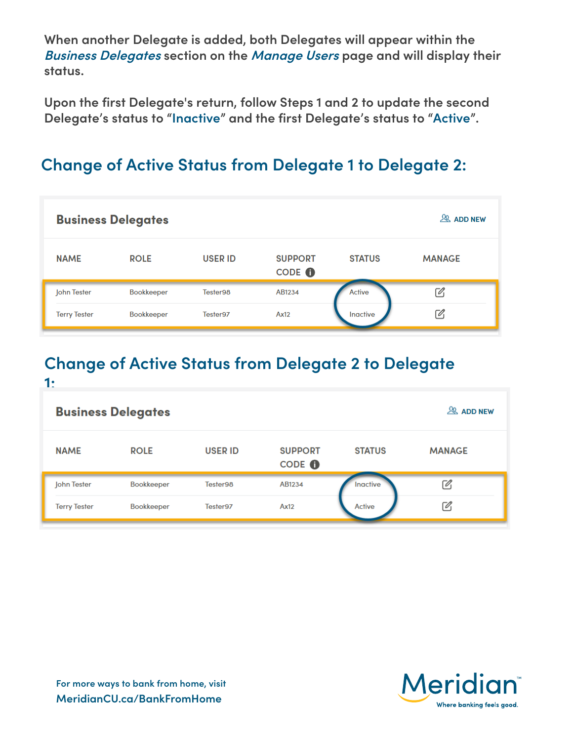When another Delegate is added, both Delegates will appear within the *Business Delegates* section on the *Manage Users* page and will display their status.

Upon the first Delegate's return, follow Steps 1 and 2 to update the second Delegate's status to "Inactive" and the first Delegate's status to "Active".

## Change of Active Status from Delegate 1 to Delegate 2:

**Business Delegates** ADD NEW

| NAME | ROLE | USER ID | SUPPORT CODE | STATUS | MANAGE |
|---|---|---|---|---|---|
| John Tester | Bookkeeper | Tester98 | AB1234 | Active | |
| Terry Tester | Bookkeeper | Tester97 | Ax12 | Inactive | |

## Change of Active Status from Delegate 2 to Delegate 1:

**Business Delegates** ADD NEW

| NAME | ROLE | USER ID | SUPPORT CODE | STATUS | MANAGE |
|---|---|---|---|---|---|
| John Tester | Bookkeeper | Tester98 | AB1234 | Inactive | |
| Terry Tester | Bookkeeper | Tester97 | Ax12 | Active | |

For more ways to bank from home, visit
MeridianCU.ca/BankFromHome

Meridian™
Where banking feels good.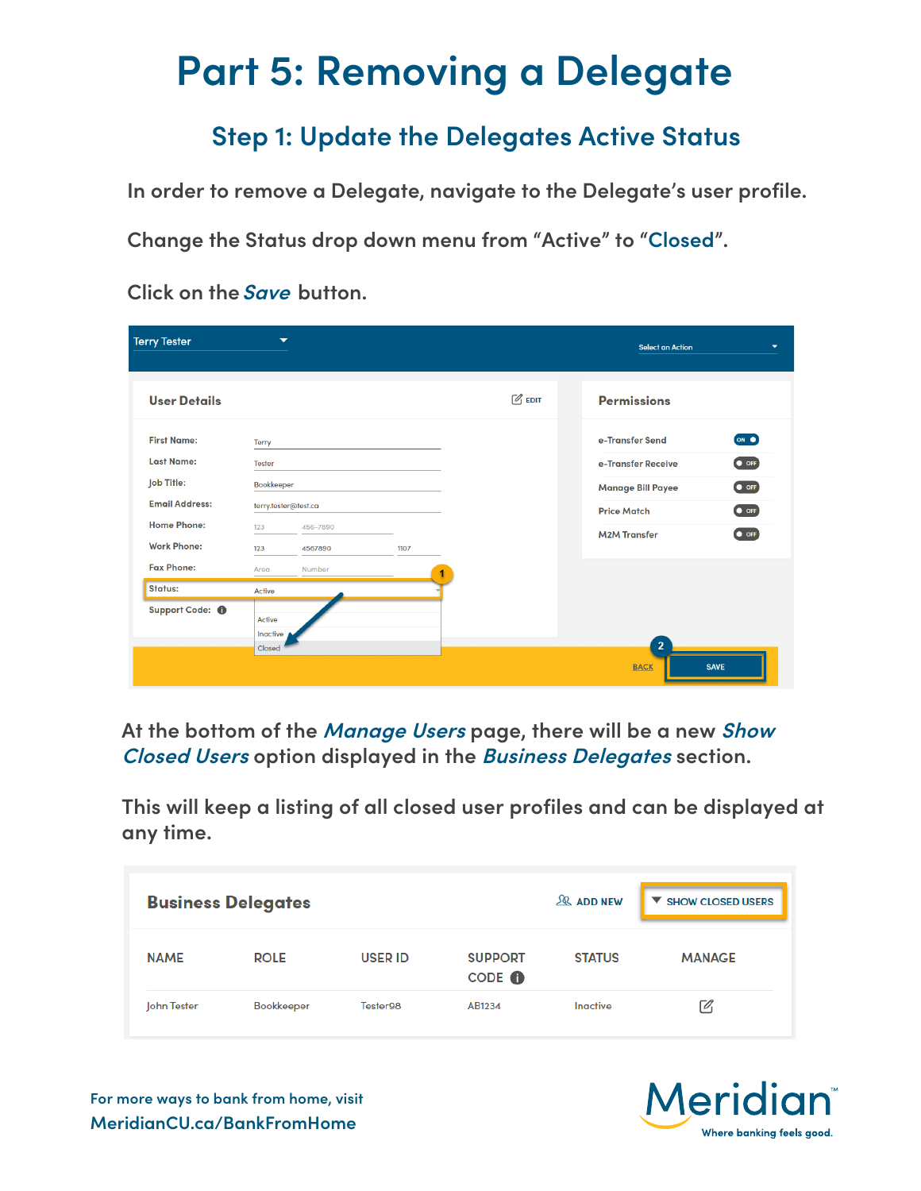# Part 5: Removing a Delegate

## Step 1: Update the Delegates Active Status

In order to remove a Delegate, navigate to the Delegate's user profile.

Change the Status drop down menu from "Active" to "Closed".

Click on the *Save* button.

At the bottom of the *Manage Users* page, there will be a new *Show Closed Users* option displayed in the *Business Delegates* section.

This will keep a listing of all closed user profiles and can be displayed at any time.

For more ways to bank from home, visit
MeridianCU.ca/BankFromHome